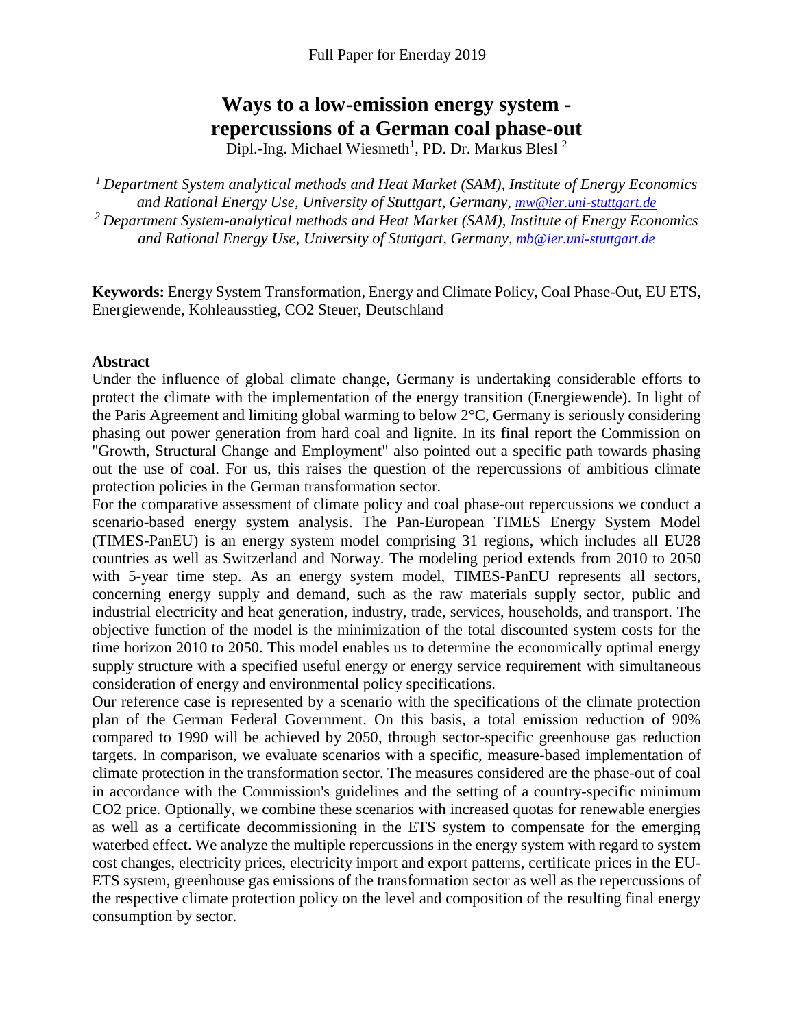Full Paper for Enerday 2019

# Ways to a low-emission energy system - repercussions of a German coal phase-out

Dipl.-Ing. Michael Wiesmeth[1], PD. Dr. Markus Blesl [2]

*[1] Department System analytical methods and Heat Market (SAM), Institute of Energy Economics and Rational Energy Use, University of Stuttgart, Germany, mw@ier.uni-stuttgart.de*
*[2] Department System-analytical methods and Heat Market (SAM), Institute of Energy Economics and Rational Energy Use, University of Stuttgart, Germany, mb@ier.uni-stuttgart.de*

**Keywords:** Energy System Transformation, Energy and Climate Policy, Coal Phase-Out, EU ETS, Energiewende, Kohleausstieg, CO2 Steuer, Deutschland

## Abstract

Under the influence of global climate change, Germany is undertaking considerable efforts to protect the climate with the implementation of the energy transition (Energiewende). In light of the Paris Agreement and limiting global warming to below 2°C, Germany is seriously considering phasing out power generation from hard coal and lignite. In its final report the Commission on "Growth, Structural Change and Employment" also pointed out a specific path towards phasing out the use of coal. For us, this raises the question of the repercussions of ambitious climate protection policies in the German transformation sector.

For the comparative assessment of climate policy and coal phase-out repercussions we conduct a scenario-based energy system analysis. The Pan-European TIMES Energy System Model (TIMES-PanEU) is an energy system model comprising 31 regions, which includes all EU28 countries as well as Switzerland and Norway. The modeling period extends from 2010 to 2050 with 5-year time step. As an energy system model, TIMES-PanEU represents all sectors, concerning energy supply and demand, such as the raw materials supply sector, public and industrial electricity and heat generation, industry, trade, services, households, and transport. The objective function of the model is the minimization of the total discounted system costs for the time horizon 2010 to 2050. This model enables us to determine the economically optimal energy supply structure with a specified useful energy or energy service requirement with simultaneous consideration of energy and environmental policy specifications.

Our reference case is represented by a scenario with the specifications of the climate protection plan of the German Federal Government. On this basis, a total emission reduction of 90% compared to 1990 will be achieved by 2050, through sector-specific greenhouse gas reduction targets. In comparison, we evaluate scenarios with a specific, measure-based implementation of climate protection in the transformation sector. The measures considered are the phase-out of coal in accordance with the Commission's guidelines and the setting of a country-specific minimum CO2 price. Optionally, we combine these scenarios with increased quotas for renewable energies as well as a certificate decommissioning in the ETS system to compensate for the emerging waterbed effect. We analyze the multiple repercussions in the energy system with regard to system cost changes, electricity prices, electricity import and export patterns, certificate prices in the EU-ETS system, greenhouse gas emissions of the transformation sector as well as the repercussions of the respective climate protection policy on the level and composition of the resulting final energy consumption by sector.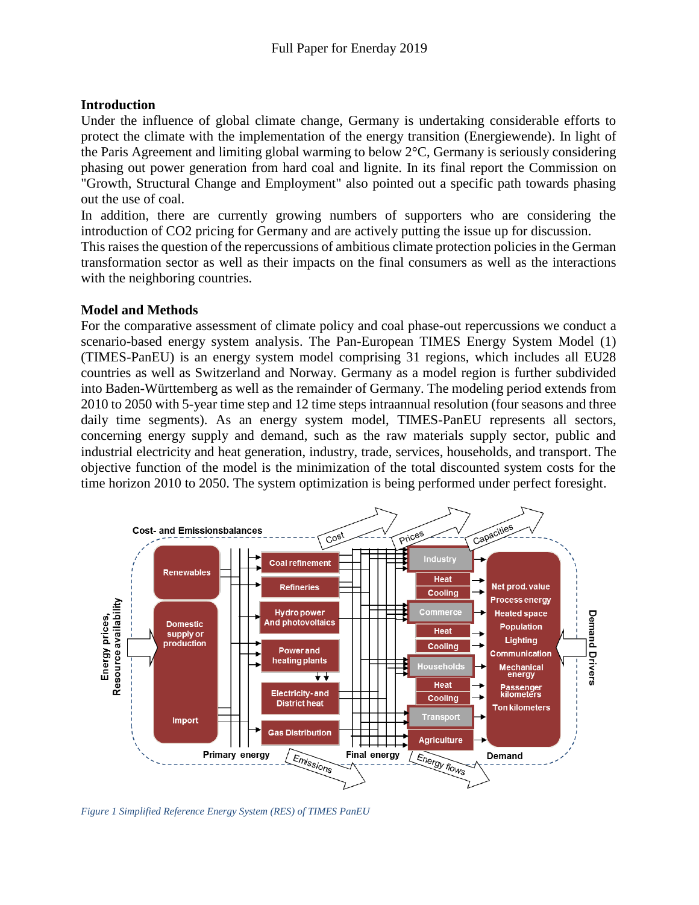## Introduction

Under the influence of global climate change, Germany is undertaking considerable efforts to protect the climate with the implementation of the energy transition (Energiewende). In light of the Paris Agreement and limiting global warming to below 2°C, Germany is seriously considering phasing out power generation from hard coal and lignite. In its final report the Commission on "Growth, Structural Change and Employment" also pointed out a specific path towards phasing out the use of coal.

In addition, there are currently growing numbers of supporters who are considering the introduction of CO2 pricing for Germany and are actively putting the issue up for discussion.

This raises the question of the repercussions of ambitious climate protection policies in the German transformation sector as well as their impacts on the final consumers as well as the interactions with the neighboring countries.

## Model and Methods

For the comparative assessment of climate policy and coal phase-out repercussions we conduct a scenario-based energy system analysis. The Pan-European TIMES Energy System Model (1) (TIMES-PanEU) is an energy system model comprising 31 regions, which includes all EU28 countries as well as Switzerland and Norway. Germany as a model region is further subdivided into Baden-Württemberg as well as the remainder of Germany. The modeling period extends from 2010 to 2050 with 5-year time step and 12 time steps intraannual resolution (four seasons and three daily time segments). As an energy system model, TIMES-PanEU represents all sectors, concerning energy supply and demand, such as the raw materials supply sector, public and industrial electricity and heat generation, industry, trade, services, households, and transport. The objective function of the model is the minimization of the total discounted system costs for the time horizon 2010 to 2050. The system optimization is being performed under perfect foresight.

*Figure 1 Simplified Reference Energy System (RES) of TIMES PanEU*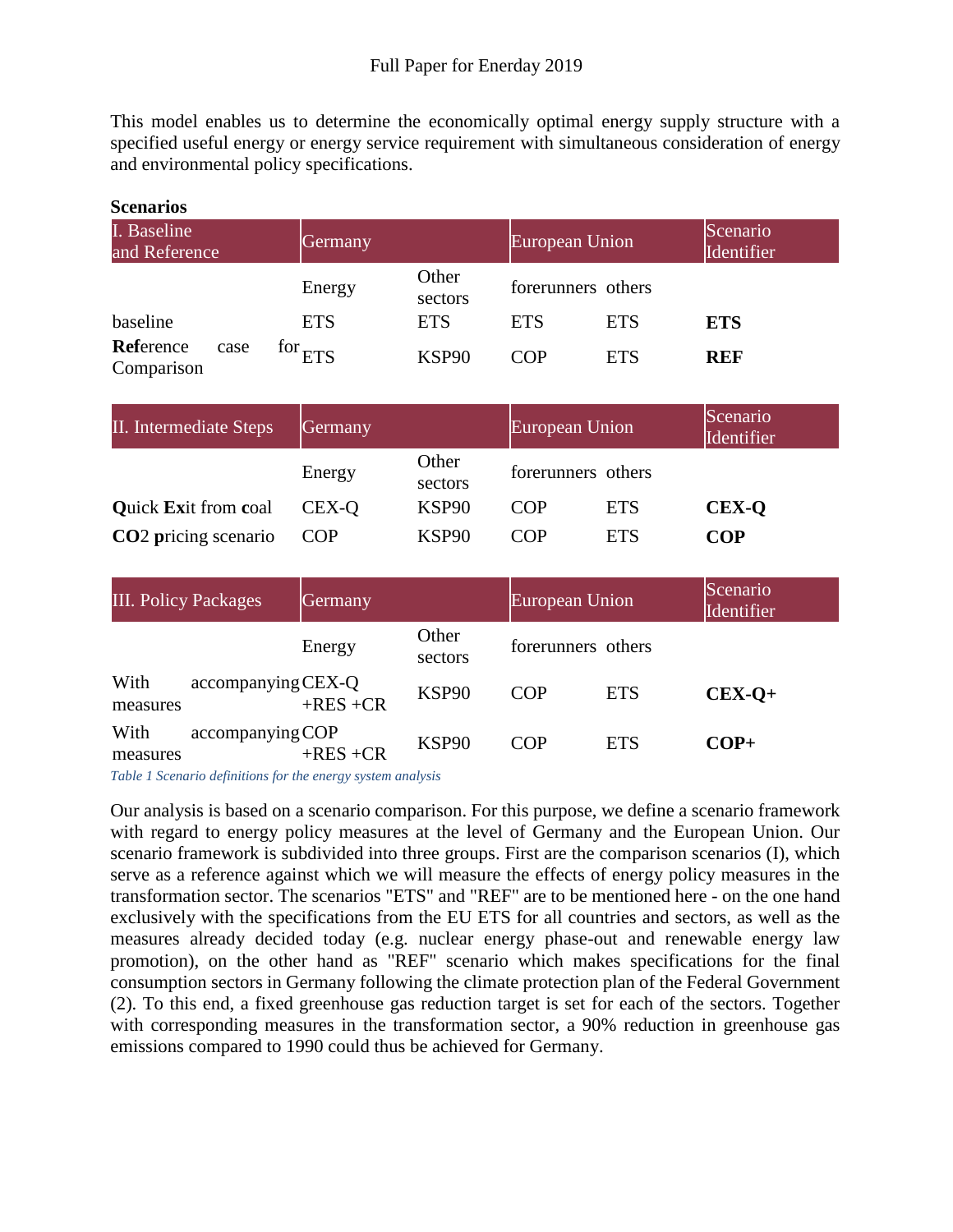This model enables us to determine the economically optimal energy supply structure with a specified useful energy or energy service requirement with simultaneous consideration of energy and environmental policy specifications.

**Scenarios**

| I. Baseline and Reference | Germany | | European Union | | Scenario Identifier |
|---|---|---|---|---|---|
| | Energy | Other sectors | forerunners | others | |
| baseline | ETS | ETS | ETS | ETS | **ETS** |
| **Ref**erence case for Comparison | ETS | KSP90 | COP | ETS | **REF** |

| II. Intermediate Steps | Germany | | European Union | | Scenario Identifier |
|---|---|---|---|---|---|
| | Energy | Other sectors | forerunners | others | |
| **Q**uick **Ex**it from **c**oal | CEX-Q | KSP90 | COP | ETS | **CEX-Q** |
| **CO**2 **p**ricing scenario | COP | KSP90 | COP | ETS | **COP** |

| III. Policy Packages | Germany | | European Union | | Scenario Identifier |
|---|---|---|---|---|---|
| | Energy | Other sectors | forerunners | others | |
| With accompanying measures | CEX-Q +RES +CR | KSP90 | COP | ETS | **CEX-Q+** |
| With accompanying measures | COP +RES +CR | KSP90 | COP | ETS | **COP+** |

*Table 1 Scenario definitions for the energy system analysis*

Our analysis is based on a scenario comparison. For this purpose, we define a scenario framework with regard to energy policy measures at the level of Germany and the European Union. Our scenario framework is subdivided into three groups. First are the comparison scenarios (I), which serve as a reference against which we will measure the effects of energy policy measures in the transformation sector. The scenarios "ETS" and "REF" are to be mentioned here - on the one hand exclusively with the specifications from the EU ETS for all countries and sectors, as well as the measures already decided today (e.g. nuclear energy phase-out and renewable energy law promotion), on the other hand as "REF" scenario which makes specifications for the final consumption sectors in Germany following the climate protection plan of the Federal Government (2). To this end, a fixed greenhouse gas reduction target is set for each of the sectors. Together with corresponding measures in the transformation sector, a 90% reduction in greenhouse gas emissions compared to 1990 could thus be achieved for Germany.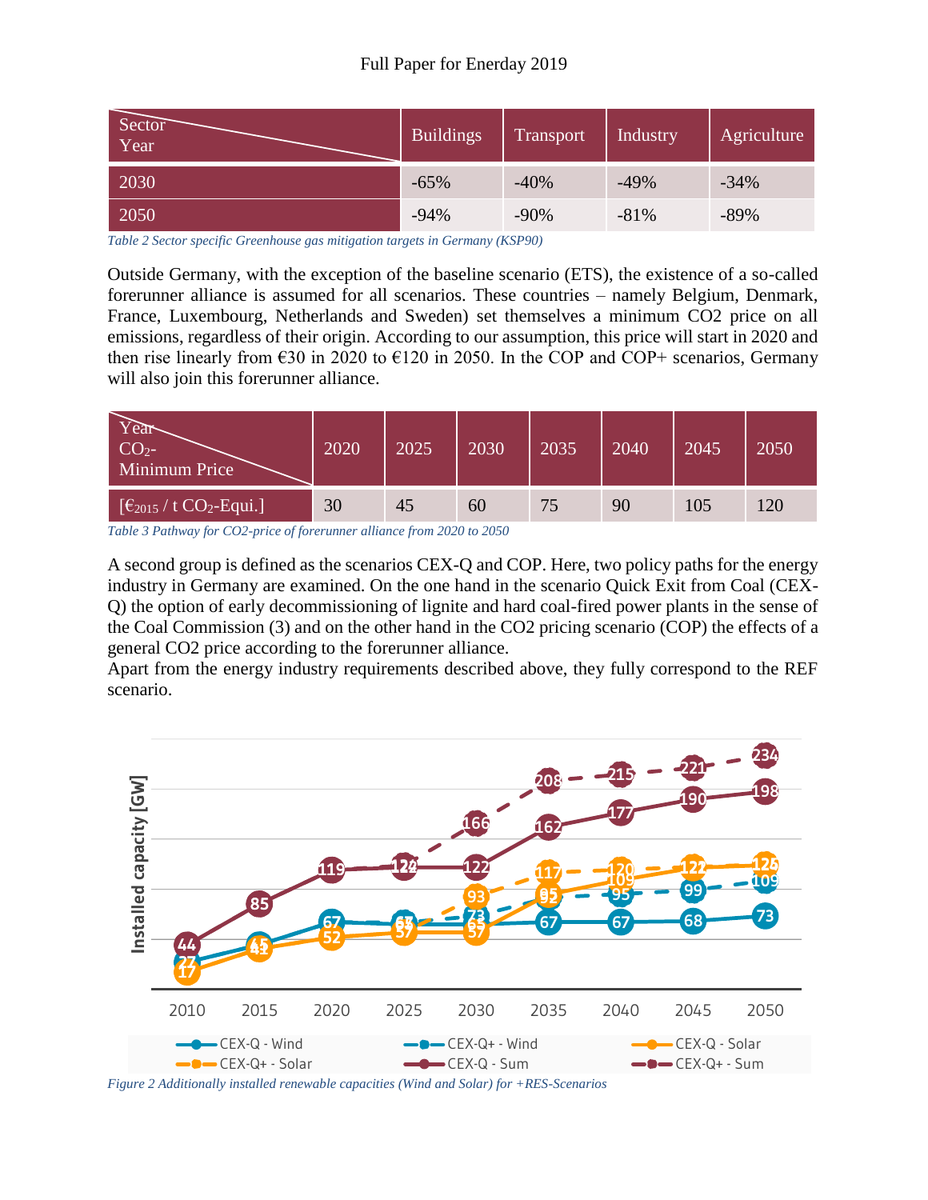| Sector / Year | Buildings | Transport | Industry | Agriculture |
|---|---|---|---|---|
| 2030 | -65% | -40% | -49% | -34% |
| 2050 | -94% | -90% | -81% | -89% |

*Table 2 Sector specific Greenhouse gas mitigation targets in Germany (KSP90)*

Outside Germany, with the exception of the baseline scenario (ETS), the existence of a so-called forerunner alliance is assumed for all scenarios. These countries – namely Belgium, Denmark, France, Luxembourg, Netherlands and Sweden) set themselves a minimum CO2 price on all emissions, regardless of their origin. According to our assumption, this price will start in 2020 and then rise linearly from €30 in 2020 to €120 in 2050. In the COP and COP+ scenarios, Germany will also join this forerunner alliance.

| Year / $CO_2$-Minimum Price | 2020 | 2025 | 2030 | 2035 | 2040 | 2045 | 2050 |
|---|---|---|---|---|---|---|---|
| [$€_{2015}$ / t $CO_2$-Equi.] | 30 | 45 | 60 | 75 | 90 | 105 | 120 |

*Table 3 Pathway for CO2-price of forerunner alliance from 2020 to 2050*

A second group is defined as the scenarios CEX-Q and COP. Here, two policy paths for the energy industry in Germany are examined. On the one hand in the scenario Quick Exit from Coal (CEX-Q) the option of early decommissioning of lignite and hard coal-fired power plants in the sense of the Coal Commission (3) and on the other hand in the CO2 pricing scenario (COP) the effects of a general CO2 price according to the forerunner alliance.

Apart from the energy industry requirements described above, they fully correspond to the REF scenario.

*Figure 2 Additionally installed renewable capacities (Wind and Solar) for +RES-Scenarios*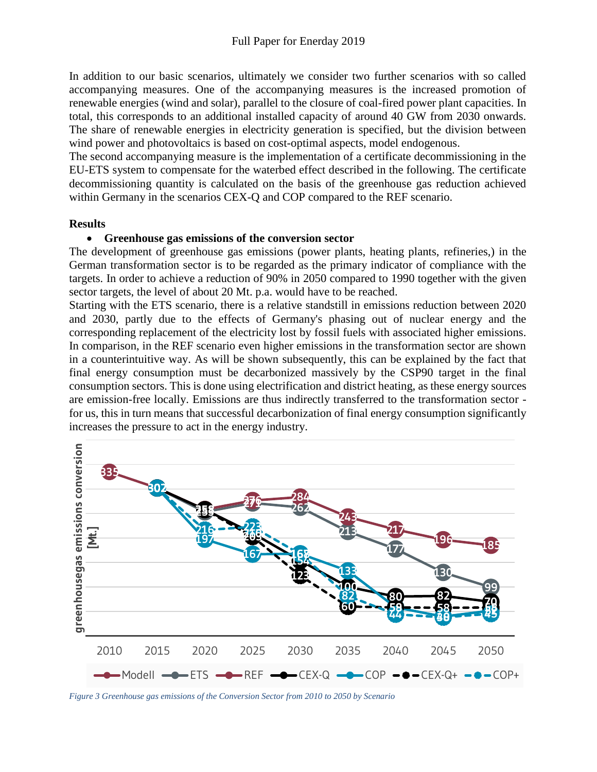In addition to our basic scenarios, ultimately we consider two further scenarios with so called accompanying measures. One of the accompanying measures is the increased promotion of renewable energies (wind and solar), parallel to the closure of coal-fired power plant capacities. In total, this corresponds to an additional installed capacity of around 40 GW from 2030 onwards. The share of renewable energies in electricity generation is specified, but the division between wind power and photovoltaics is based on cost-optimal aspects, model endogenous.

The second accompanying measure is the implementation of a certificate decommissioning in the EU-ETS system to compensate for the waterbed effect described in the following. The certificate decommissioning quantity is calculated on the basis of the greenhouse gas reduction achieved within Germany in the scenarios CEX-Q and COP compared to the REF scenario.

## Results

- **Greenhouse gas emissions of the conversion sector**

The development of greenhouse gas emissions (power plants, heating plants, refineries,) in the German transformation sector is to be regarded as the primary indicator of compliance with the targets. In order to achieve a reduction of 90% in 2050 compared to 1990 together with the given sector targets, the level of about 20 Mt. p.a. would have to be reached.

Starting with the ETS scenario, there is a relative standstill in emissions reduction between 2020 and 2030, partly due to the effects of Germany's phasing out of nuclear energy and the corresponding replacement of the electricity lost by fossil fuels with associated higher emissions. In comparison, in the REF scenario even higher emissions in the transformation sector are shown in a counterintuitive way. As will be shown subsequently, this can be explained by the fact that final energy consumption must be decarbonized massively by the CSP90 target in the final consumption sectors. This is done using electrification and district heating, as these energy sources are emission-free locally. Emissions are thus indirectly transferred to the transformation sector - for us, this in turn means that successful decarbonization of final energy consumption significantly increases the pressure to act in the energy industry.

*Figure 3 Greenhouse gas emissions of the Conversion Sector from 2010 to 2050 by Scenario*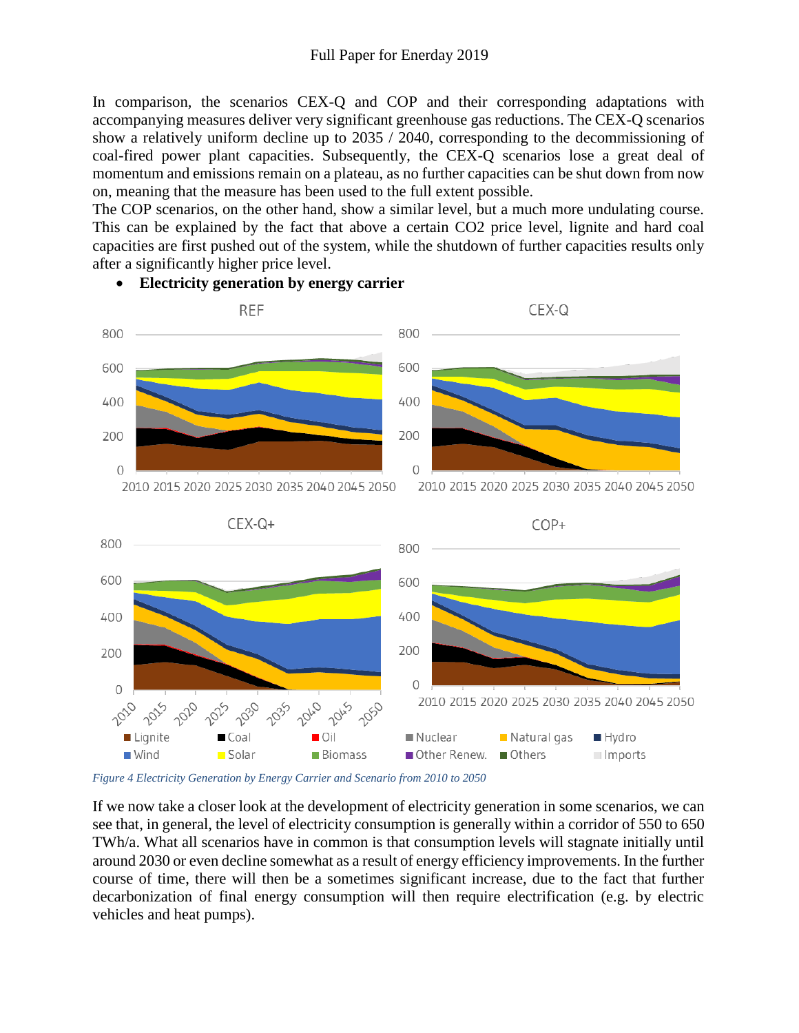In comparison, the scenarios CEX-Q and COP and their corresponding adaptations with accompanying measures deliver very significant greenhouse gas reductions. The CEX-Q scenarios show a relatively uniform decline up to 2035 / 2040, corresponding to the decommissioning of coal-fired power plant capacities. Subsequently, the CEX-Q scenarios lose a great deal of momentum and emissions remain on a plateau, as no further capacities can be shut down from now on, meaning that the measure has been used to the full extent possible.
The COP scenarios, on the other hand, show a similar level, but a much more undulating course. This can be explained by the fact that above a certain CO2 price level, lignite and hard coal capacities are first pushed out of the system, while the shutdown of further capacities results only after a significantly higher price level.

- **Electricity generation by energy carrier**

*Figure 4 Electricity Generation by Energy Carrier and Scenario from 2010 to 2050*

If we now take a closer look at the development of electricity generation in some scenarios, we can see that, in general, the level of electricity consumption is generally within a corridor of 550 to 650 TWh/a. What all scenarios have in common is that consumption levels will stagnate initially until around 2030 or even decline somewhat as a result of energy efficiency improvements. In the further course of time, there will then be a sometimes significant increase, due to the fact that further decarbonization of final energy consumption will then require electrification (e.g. by electric vehicles and heat pumps).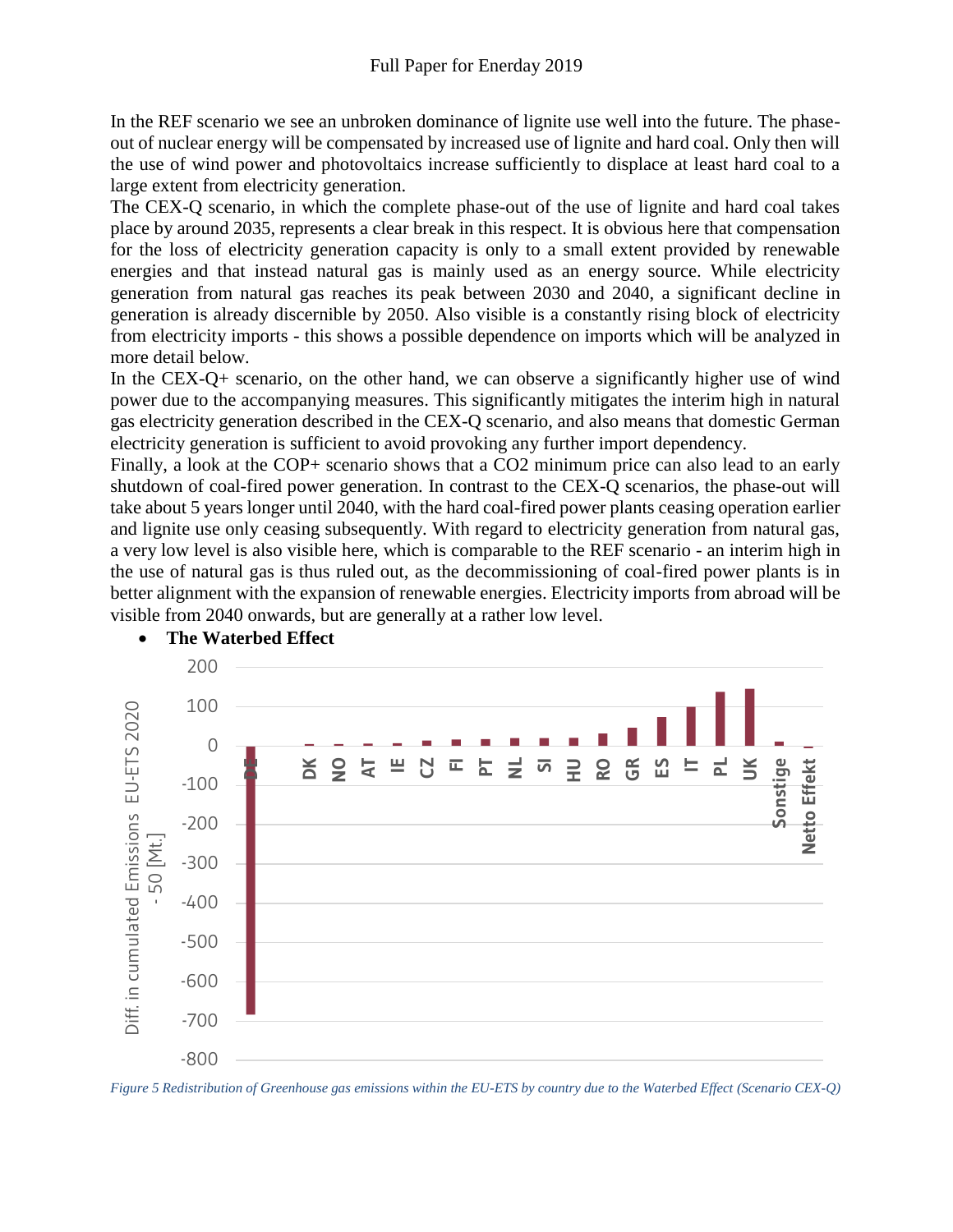In the REF scenario we see an unbroken dominance of lignite use well into the future. The phase-out of nuclear energy will be compensated by increased use of lignite and hard coal. Only then will the use of wind power and photovoltaics increase sufficiently to displace at least hard coal to a large extent from electricity generation.

The CEX-Q scenario, in which the complete phase-out of the use of lignite and hard coal takes place by around 2035, represents a clear break in this respect. It is obvious here that compensation for the loss of electricity generation capacity is only to a small extent provided by renewable energies and that instead natural gas is mainly used as an energy source. While electricity generation from natural gas reaches its peak between 2030 and 2040, a significant decline in generation is already discernible by 2050. Also visible is a constantly rising block of electricity from electricity imports - this shows a possible dependence on imports which will be analyzed in more detail below.

In the CEX-Q+ scenario, on the other hand, we can observe a significantly higher use of wind power due to the accompanying measures. This significantly mitigates the interim high in natural gas electricity generation described in the CEX-Q scenario, and also means that domestic German electricity generation is sufficient to avoid provoking any further import dependency.

Finally, a look at the COP+ scenario shows that a $CO_2$ minimum price can also lead to an early shutdown of coal-fired power generation. In contrast to the CEX-Q scenarios, the phase-out will take about 5 years longer until 2040, with the hard coal-fired power plants ceasing operation earlier and lignite use only ceasing subsequently. With regard to electricity generation from natural gas, a very low level is also visible here, which is comparable to the REF scenario - an interim high in the use of natural gas is thus ruled out, as the decommissioning of coal-fired power plants is in better alignment with the expansion of renewable energies. Electricity imports from abroad will be visible from 2040 onwards, but are generally at a rather low level.

- **The Waterbed Effect**

*Figure 5 Redistribution of Greenhouse gas emissions within the EU-ETS by country due to the Waterbed Effect (Scenario CEX-Q)*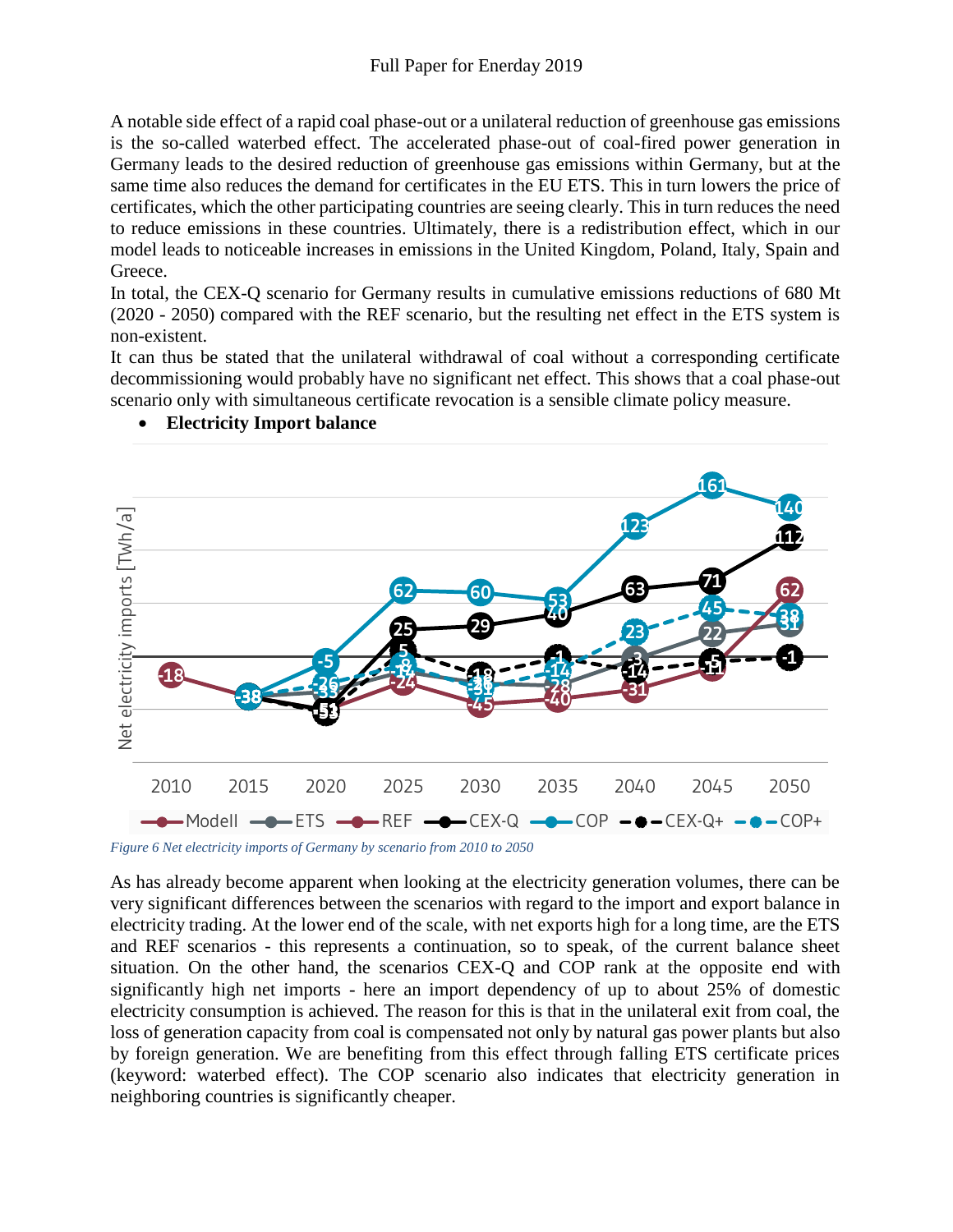A notable side effect of a rapid coal phase-out or a unilateral reduction of greenhouse gas emissions is the so-called waterbed effect. The accelerated phase-out of coal-fired power generation in Germany leads to the desired reduction of greenhouse gas emissions within Germany, but at the same time also reduces the demand for certificates in the EU ETS. This in turn lowers the price of certificates, which the other participating countries are seeing clearly. This in turn reduces the need to reduce emissions in these countries. Ultimately, there is a redistribution effect, which in our model leads to noticeable increases in emissions in the United Kingdom, Poland, Italy, Spain and Greece.

In total, the CEX-Q scenario for Germany results in cumulative emissions reductions of 680 Mt (2020 - 2050) compared with the REF scenario, but the resulting net effect in the ETS system is non-existent.

It can thus be stated that the unilateral withdrawal of coal without a corresponding certificate decommissioning would probably have no significant net effect. This shows that a coal phase-out scenario only with simultaneous certificate revocation is a sensible climate policy measure.

- **Electricity Import balance**

*Figure 6 Net electricity imports of Germany by scenario from 2010 to 2050*

As has already become apparent when looking at the electricity generation volumes, there can be very significant differences between the scenarios with regard to the import and export balance in electricity trading. At the lower end of the scale, with net exports high for a long time, are the ETS and REF scenarios - this represents a continuation, so to speak, of the current balance sheet situation. On the other hand, the scenarios CEX-Q and COP rank at the opposite end with significantly high net imports - here an import dependency of up to about 25% of domestic electricity consumption is achieved. The reason for this is that in the unilateral exit from coal, the loss of generation capacity from coal is compensated not only by natural gas power plants but also by foreign generation. We are benefiting from this effect through falling ETS certificate prices (keyword: waterbed effect). The COP scenario also indicates that electricity generation in neighboring countries is significantly cheaper.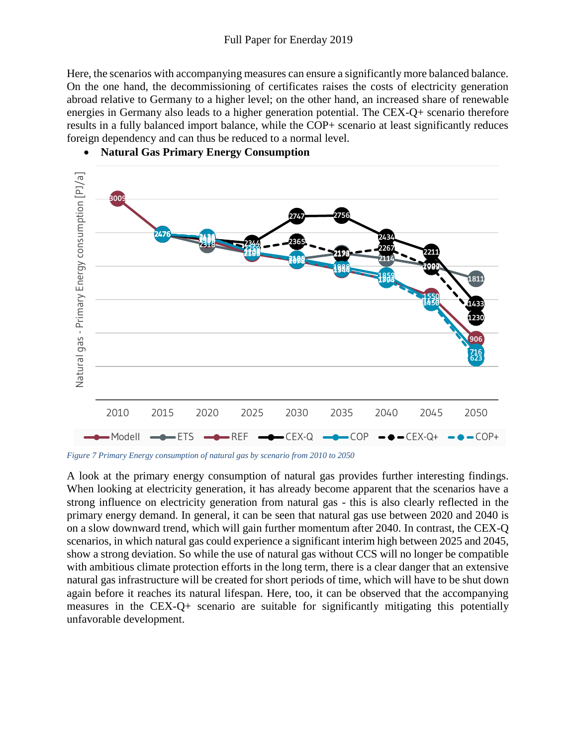Here, the scenarios with accompanying measures can ensure a significantly more balanced balance. On the one hand, the decommissioning of certificates raises the costs of electricity generation abroad relative to Germany to a higher level; on the other hand, an increased share of renewable energies in Germany also leads to a higher generation potential. The CEX-Q+ scenario therefore results in a fully balanced import balance, while the COP+ scenario at least significantly reduces foreign dependency and can thus be reduced to a normal level.

- **Natural Gas Primary Energy Consumption**

*Figure 7 Primary Energy consumption of natural gas by scenario from 2010 to 2050*

A look at the primary energy consumption of natural gas provides further interesting findings. When looking at electricity generation, it has already become apparent that the scenarios have a strong influence on electricity generation from natural gas - this is also clearly reflected in the primary energy demand. In general, it can be seen that natural gas use between 2020 and 2040 is on a slow downward trend, which will gain further momentum after 2040. In contrast, the CEX-Q scenarios, in which natural gas could experience a significant interim high between 2025 and 2045, show a strong deviation. So while the use of natural gas without CCS will no longer be compatible with ambitious climate protection efforts in the long term, there is a clear danger that an extensive natural gas infrastructure will be created for short periods of time, which will have to be shut down again before it reaches its natural lifespan. Here, too, it can be observed that the accompanying measures in the CEX-Q+ scenario are suitable for significantly mitigating this potentially unfavorable development.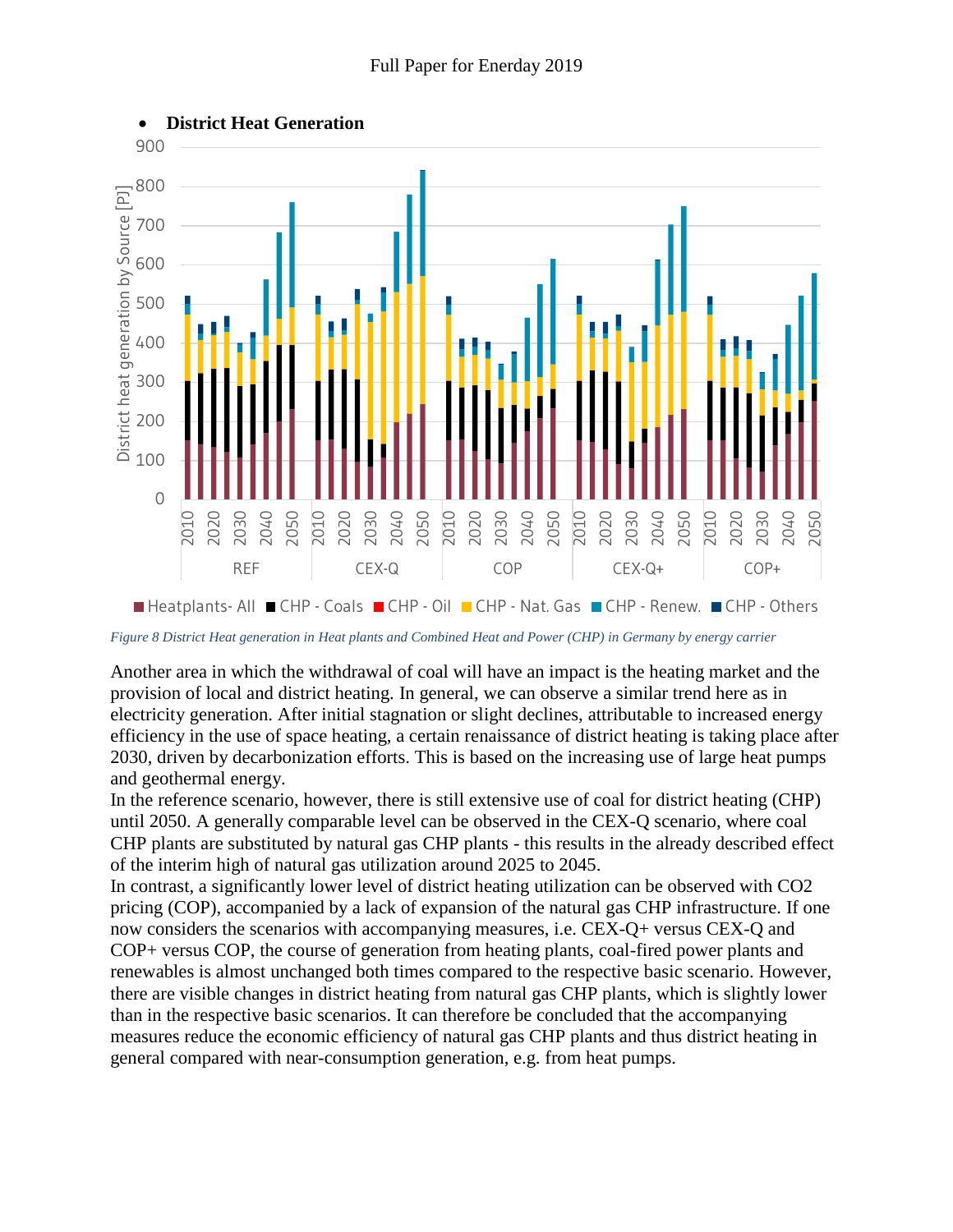- **District Heat Generation**

*Figure 8 District Heat generation in Heat plants and Combined Heat and Power (CHP) in Germany by energy carrier*

Another area in which the withdrawal of coal will have an impact is the heating market and the provision of local and district heating. In general, we can observe a similar trend here as in electricity generation. After initial stagnation or slight declines, attributable to increased energy efficiency in the use of space heating, a certain renaissance of district heating is taking place after 2030, driven by decarbonization efforts. This is based on the increasing use of large heat pumps and geothermal energy.

In the reference scenario, however, there is still extensive use of coal for district heating (CHP) until 2050. A generally comparable level can be observed in the CEX-Q scenario, where coal CHP plants are substituted by natural gas CHP plants - this results in the already described effect of the interim high of natural gas utilization around 2025 to 2045.

In contrast, a significantly lower level of district heating utilization can be observed with CO2 pricing (COP), accompanied by a lack of expansion of the natural gas CHP infrastructure. If one now considers the scenarios with accompanying measures, i.e. CEX-Q+ versus CEX-Q and COP+ versus COP, the course of generation from heating plants, coal-fired power plants and renewables is almost unchanged both times compared to the respective basic scenario. However, there are visible changes in district heating from natural gas CHP plants, which is slightly lower than in the respective basic scenarios. It can therefore be concluded that the accompanying measures reduce the economic efficiency of natural gas CHP plants and thus district heating in general compared with near-consumption generation, e.g. from heat pumps.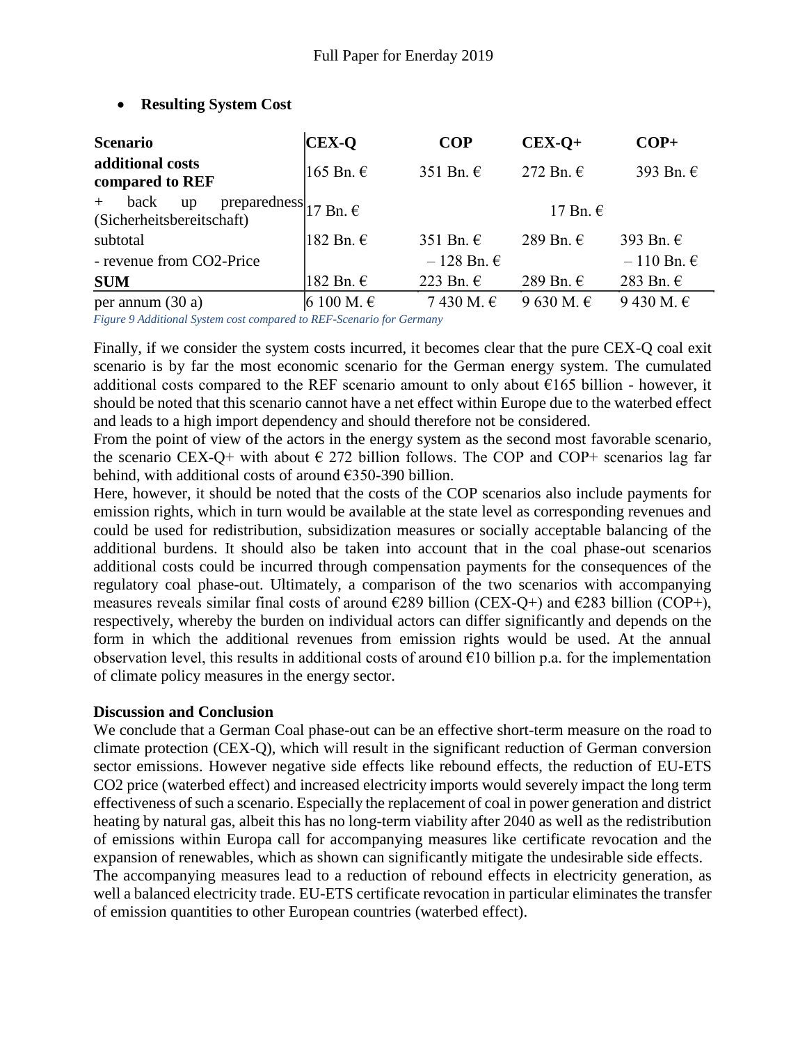- **Resulting System Cost**

| Scenario | CEX-Q | COP | CEX-Q+ | COP+ |
|---|---|---|---|---|
| **additional costs compared to REF** | 165 Bn. € | 351 Bn. € | 272 Bn. € | 393 Bn. € |
| + back up preparedness (Sicherheitsbereitschaft) | 17 Bn. € | | 17 Bn. € | |
| subtotal | 182 Bn. € | 351 Bn. € | 289 Bn. € | 393 Bn. € |
| - revenue from CO2-Price | | – 128 Bn. € | | – 110 Bn. € |
| **SUM** | 182 Bn. € | 223 Bn. € | 289 Bn. € | 283 Bn. € |
| per annum (30 a) | 6 100 M. € | 7 430 M. € | 9 630 M. € | 9 430 M. € |

*Figure 9 Additional System cost compared to REF-Scenario for Germany*

Finally, if we consider the system costs incurred, it becomes clear that the pure CEX-Q coal exit scenario is by far the most economic scenario for the German energy system. The cumulated additional costs compared to the REF scenario amount to only about €165 billion - however, it should be noted that this scenario cannot have a net effect within Europe due to the waterbed effect and leads to a high import dependency and should therefore not be considered.

From the point of view of the actors in the energy system as the second most favorable scenario, the scenario CEX-Q+ with about € 272 billion follows. The COP and COP+ scenarios lag far behind, with additional costs of around €350-390 billion.

Here, however, it should be noted that the costs of the COP scenarios also include payments for emission rights, which in turn would be available at the state level as corresponding revenues and could be used for redistribution, subsidization measures or socially acceptable balancing of the additional burdens. It should also be taken into account that in the coal phase-out scenarios additional costs could be incurred through compensation payments for the consequences of the regulatory coal phase-out. Ultimately, a comparison of the two scenarios with accompanying measures reveals similar final costs of around €289 billion (CEX-Q+) and €283 billion (COP+), respectively, whereby the burden on individual actors can differ significantly and depends on the form in which the additional revenues from emission rights would be used. At the annual observation level, this results in additional costs of around €10 billion p.a. for the implementation of climate policy measures in the energy sector.

## Discussion and Conclusion

We conclude that a German Coal phase-out can be an effective short-term measure on the road to climate protection (CEX-Q), which will result in the significant reduction of German conversion sector emissions. However negative side effects like rebound effects, the reduction of EU-ETS CO2 price (waterbed effect) and increased electricity imports would severely impact the long term effectiveness of such a scenario. Especially the replacement of coal in power generation and district heating by natural gas, albeit this has no long-term viability after 2040 as well as the redistribution of emissions within Europa call for accompanying measures like certificate revocation and the expansion of renewables, which as shown can significantly mitigate the undesirable side effects.

The accompanying measures lead to a reduction of rebound effects in electricity generation, as well a balanced electricity trade. EU-ETS certificate revocation in particular eliminates the transfer of emission quantities to other European countries (waterbed effect).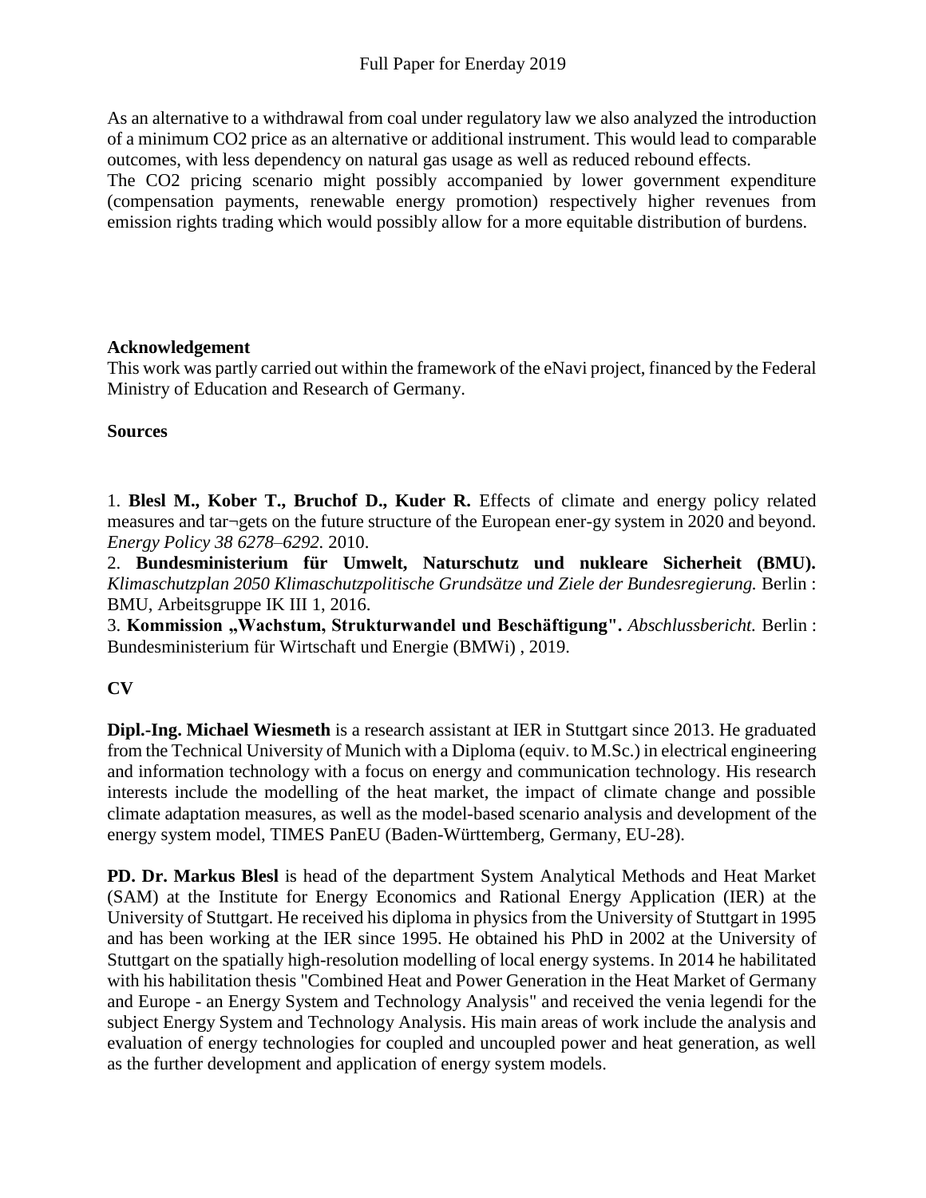As an alternative to a withdrawal from coal under regulatory law we also analyzed the introduction of a minimum $CO_2$ price as an alternative or additional instrument. This would lead to comparable outcomes, with less dependency on natural gas usage as well as reduced rebound effects.
The $CO_2$ pricing scenario might possibly accompanied by lower government expenditure (compensation payments, renewable energy promotion) respectively higher revenues from emission rights trading which would possibly allow for a more equitable distribution of burdens.

**Acknowledgement**

This work was partly carried out within the framework of the eNavi project, financed by the Federal Ministry of Education and Research of Germany.

**Sources**

1. **Blesl M., Kober T., Bruchof D., Kuder R.** Effects of climate and energy policy related measures and tar¬gets on the future structure of the European ener-gy system in 2020 and beyond. *Energy Policy 38 6278–6292.* 2010.
2. **Bundesministerium für Umwelt, Naturschutz und nukleare Sicherheit (BMU).** *Klimaschutzplan 2050 Klimaschutzpolitische Grundsätze und Ziele der Bundesregierung.* Berlin : BMU, Arbeitsgruppe IK III 1, 2016.
3. **Kommission „Wachstum, Strukturwandel und Beschäftigung".** *Abschlussbericht.* Berlin : Bundesministerium für Wirtschaft und Energie (BMWi) , 2019.

**CV**

**Dipl.-Ing. Michael Wiesmeth** is a research assistant at IER in Stuttgart since 2013. He graduated from the Technical University of Munich with a Diploma (equiv. to M.Sc.) in electrical engineering and information technology with a focus on energy and communication technology. His research interests include the modelling of the heat market, the impact of climate change and possible climate adaptation measures, as well as the model-based scenario analysis and development of the energy system model, TIMES PanEU (Baden-Württemberg, Germany, EU-28).

**PD. Dr. Markus Blesl** is head of the department System Analytical Methods and Heat Market (SAM) at the Institute for Energy Economics and Rational Energy Application (IER) at the University of Stuttgart. He received his diploma in physics from the University of Stuttgart in 1995 and has been working at the IER since 1995. He obtained his PhD in 2002 at the University of Stuttgart on the spatially high-resolution modelling of local energy systems. In 2014 he habilitated with his habilitation thesis "Combined Heat and Power Generation in the Heat Market of Germany and Europe - an Energy System and Technology Analysis" and received the venia legendi for the subject Energy System and Technology Analysis. His main areas of work include the analysis and evaluation of energy technologies for coupled and uncoupled power and heat generation, as well as the further development and application of energy system models.